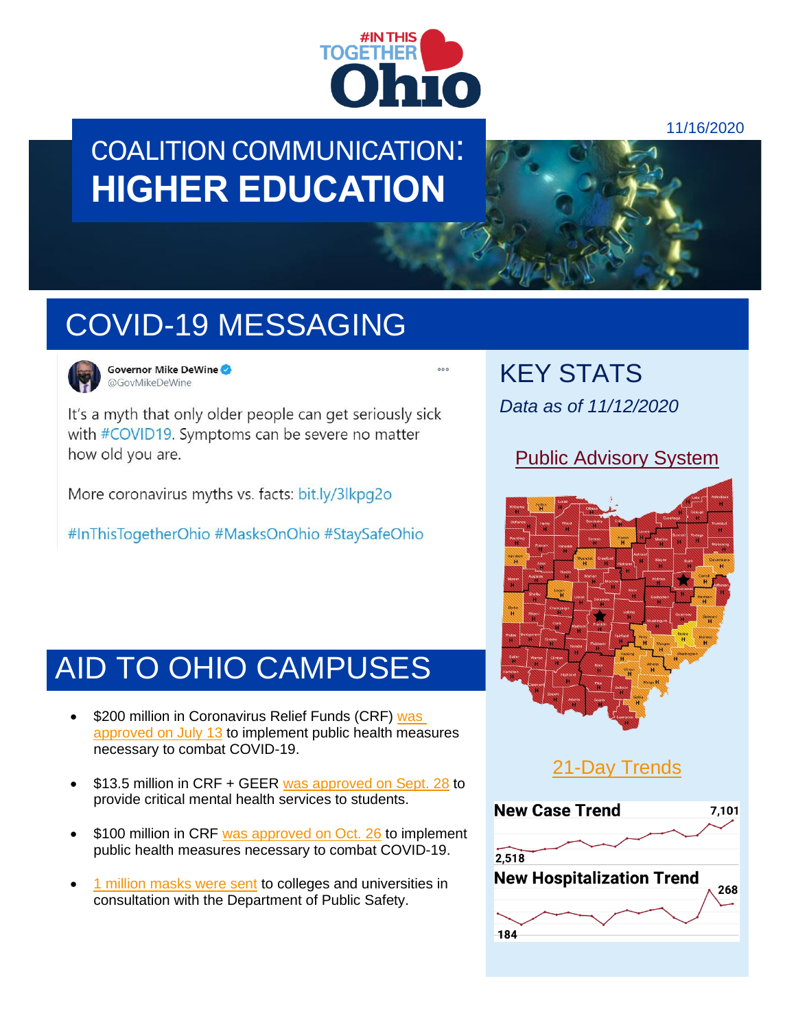#InThisTogether Ohio

11/16/2020

# COALITION COMMUNICATION: HIGHER EDUCATION

## COVID-19 MESSAGING

**Governor Mike DeWine** @GovMikeDeWine

It's a myth that only older people can get seriously sick with #COVID19. Symptoms can be severe no matter how old you are.

More coronavirus myths vs. facts: bit.ly/3lkpg2o

#InThisTogetherOhio #MasksOnOhio #StaySafeOhio

## AID TO OHIO CAMPUSES

- $200 million in Coronavirus Relief Funds (CRF) was approved on July 13 to implement public health measures necessary to combat COVID-19.
- $13.5 million in CRF + GEER was approved on Sept. 28 to provide critical mental health services to students.
- $100 million in CRF was approved on Oct. 26 to implement public health measures necessary to combat COVID-19.
- 1 million masks were sent to colleges and universities in consultation with the Department of Public Safety.

## KEY STATS

*Data as of 11/12/2020*

Public Advisory System

21-Day Trends

**New Case Trend** 2,518 – 7,101

**New Hospitalization Trend** 184 – 268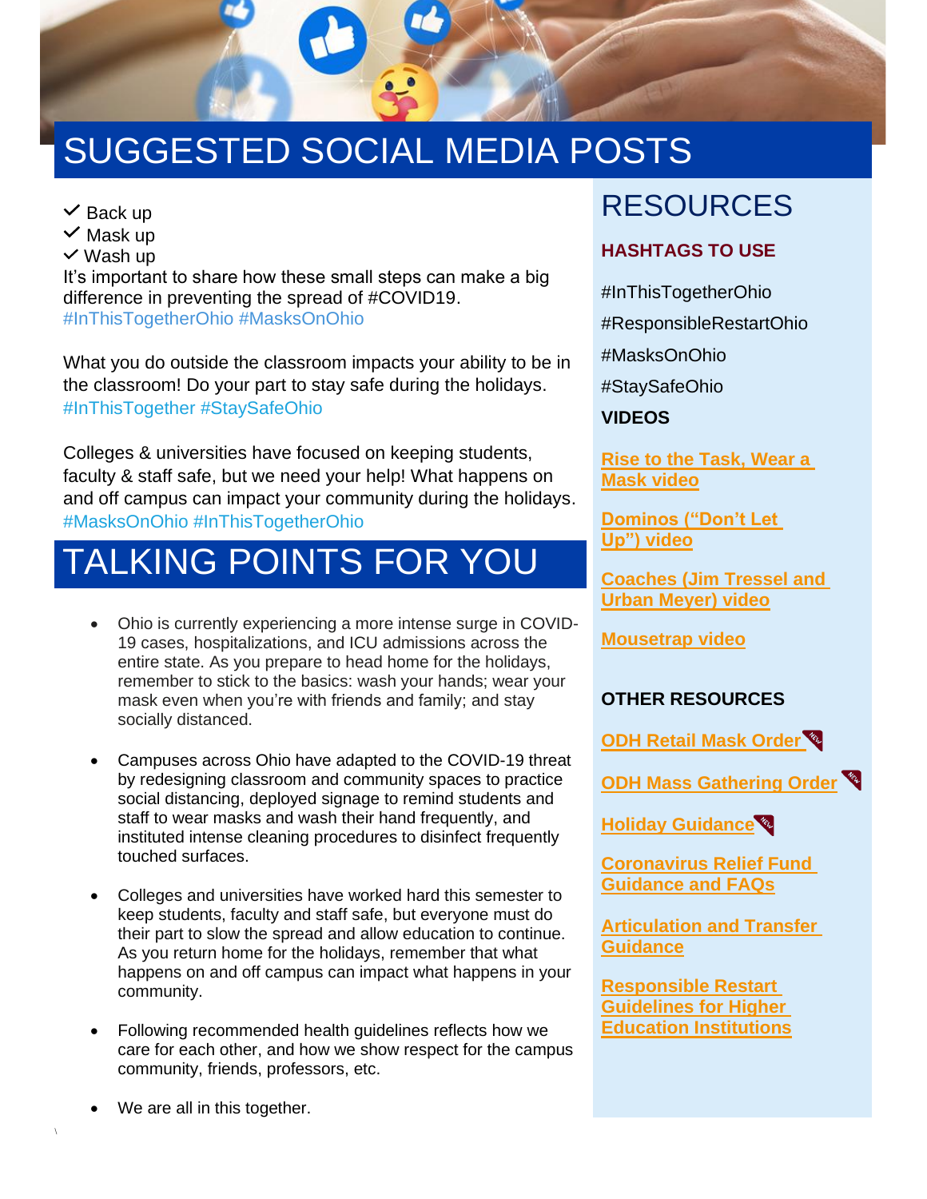# SUGGESTED SOCIAL MEDIA POSTS

✓ Back up
✓ Mask up
✓ Wash up
It's important to share how these small steps can make a big difference in preventing the spread of #COVID19. #InThisTogetherOhio #MasksOnOhio

What you do outside the classroom impacts your ability to be in the classroom! Do your part to stay safe during the holidays. #InThisTogether #StaySafeOhio

Colleges & universities have focused on keeping students, faculty & staff safe, but we need your help! What happens on and off campus can impact your community during the holidays. #MasksOnOhio #InThisTogetherOhio

# TALKING POINTS FOR YOU

- Ohio is currently experiencing a more intense surge in COVID-19 cases, hospitalizations, and ICU admissions across the entire state. As you prepare to head home for the holidays, remember to stick to the basics: wash your hands; wear your mask even when you're with friends and family; and stay socially distanced.
- Campuses across Ohio have adapted to the COVID-19 threat by redesigning classroom and community spaces to practice social distancing, deployed signage to remind students and staff to wear masks and wash their hand frequently, and instituted intense cleaning procedures to disinfect frequently touched surfaces.
- Colleges and universities have worked hard this semester to keep students, faculty and staff safe, but everyone must do their part to slow the spread and allow education to continue. As you return home for the holidays, remember that what happens on and off campus can impact what happens in your community.
- Following recommended health guidelines reflects how we care for each other, and how we show respect for the campus community, friends, professors, etc.
- We are all in this together.

# RESOURCES

## HASHTAGS TO USE

#InThisTogetherOhio

#ResponsibleRestartOhio

#MasksOnOhio

#StaySafeOhio

## VIDEOS

**Rise to the Task, Wear a Mask video**

**Dominos ("Don't Let Up") video**

**Coaches (Jim Tressel and Urban Meyer) video**

**Mousetrap video**

## OTHER RESOURCES

**ODH Retail Mask Order** NEW

**ODH Mass Gathering Order** NEW

**Holiday Guidance** NEW

**Coronavirus Relief Fund Guidance and FAQs**

**Articulation and Transfer Guidance**

**Responsible Restart Guidelines for Higher Education Institutions**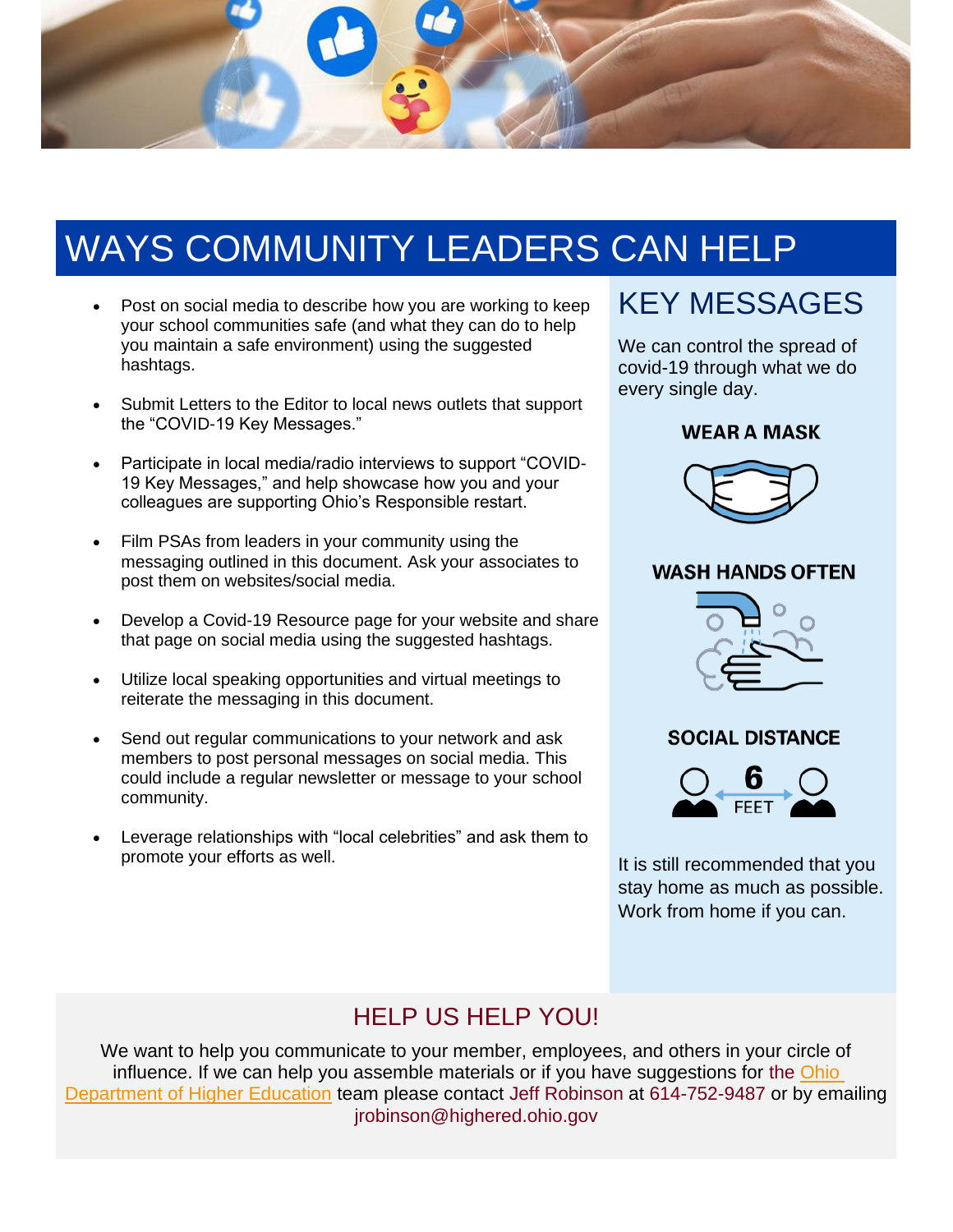# WAYS COMMUNITY LEADERS CAN HELP

- Post on social media to describe how you are working to keep your school communities safe (and what they can do to help you maintain a safe environment) using the suggested hashtags.
- Submit Letters to the Editor to local news outlets that support the "COVID-19 Key Messages."
- Participate in local media/radio interviews to support "COVID-19 Key Messages," and help showcase how you and your colleagues are supporting Ohio's Responsible restart.
- Film PSAs from leaders in your community using the messaging outlined in this document. Ask your associates to post them on websites/social media.
- Develop a Covid-19 Resource page for your website and share that page on social media using the suggested hashtags.
- Utilize local speaking opportunities and virtual meetings to reiterate the messaging in this document.
- Send out regular communications to your network and ask members to post personal messages on social media. This could include a regular newsletter or message to your school community.
- Leverage relationships with "local celebrities" and ask them to promote your efforts as well.

## KEY MESSAGES

We can control the spread of covid-19 through what we do every single day.

**WEAR A MASK**

**WASH HANDS OFTEN**

**SOCIAL DISTANCE**

6 FEET

It is still recommended that you stay home as much as possible. Work from home if you can.

## HELP US HELP YOU!

We want to help you communicate to your member, employees, and others in your circle of influence. If we can help you assemble materials or if you have suggestions for the Ohio Department of Higher Education team please contact Jeff Robinson at 614-752-9487 or by emailing jrobinson@highered.ohio.gov